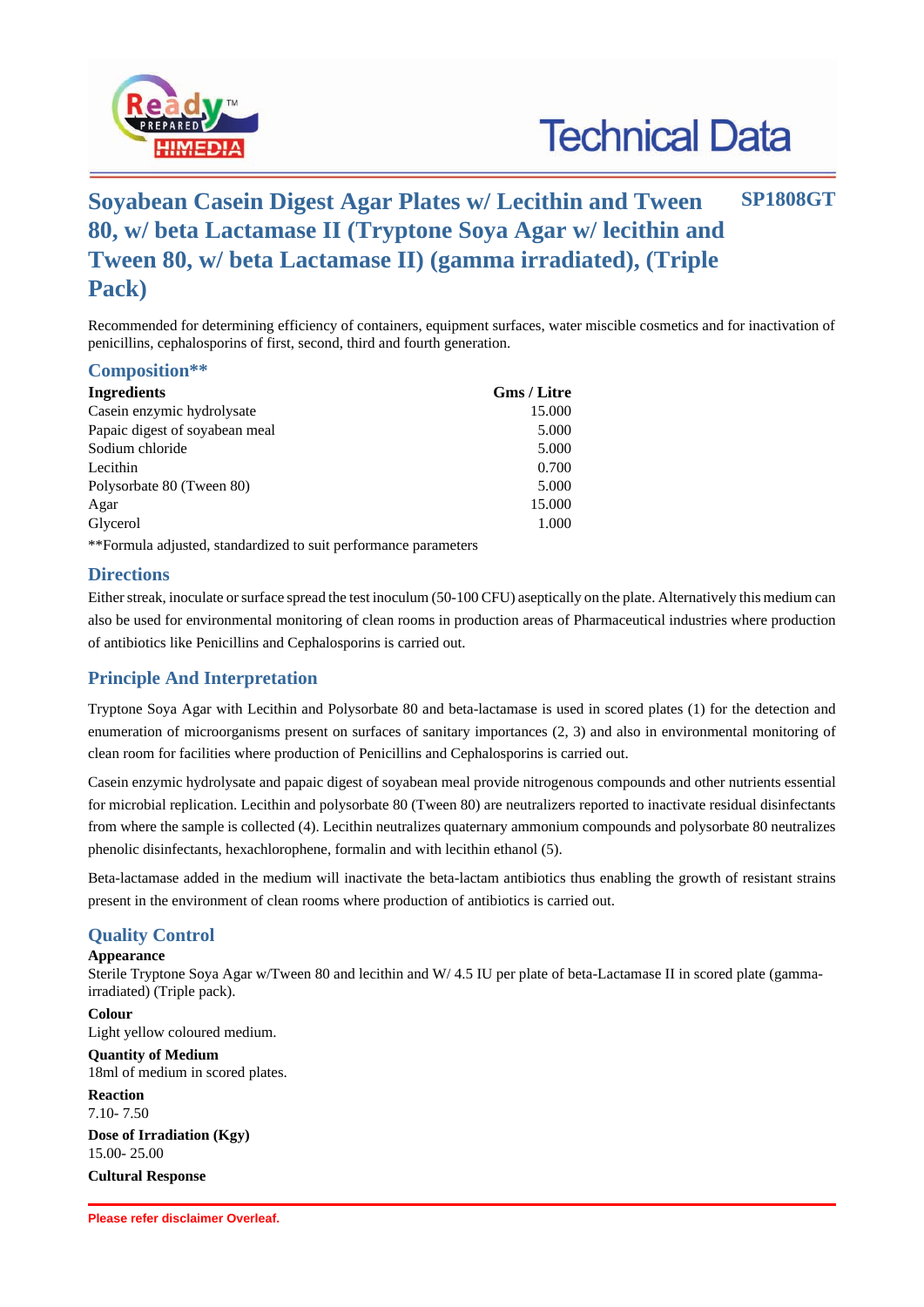# Soyabean Casein Digest Agar Plates w/ Lecithin and Tween 80, w/ beta Lactamase II (Tryptone Soya Agar w/ lecithin and Tween 80, w/ beta Lactamase II) (gamma irradiated), (Triple Pack)

**SP1808GT**

Recommended for determining efficiency of containers, equipment surfaces, water miscible cosmetics and for inactivation of penicillins, cephalosporins of first, second, third and fourth generation.

## Composition**

| Ingredients | Gms / Litre |
|---|---|
| Casein enzymic hydrolysate | 15.000 |
| Papaic digest of soyabean meal | 5.000 |
| Sodium chloride | 5.000 |
| Lecithin | 0.700 |
| Polysorbate 80 (Tween 80) | 5.000 |
| Agar | 15.000 |
| Glycerol | 1.000 |

**Formula adjusted, standardized to suit performance parameters

## Directions

Either streak, inoculate or surface spread the test inoculum (50-100 CFU) aseptically on the plate. Alternatively this medium can also be used for environmental monitoring of clean rooms in production areas of Pharmaceutical industries where production of antibiotics like Penicillins and Cephalosporins is carried out.

## Principle And Interpretation

Tryptone Soya Agar with Lecithin and Polysorbate 80 and beta-lactamase is used in scored plates (1) for the detection and enumeration of microorganisms present on surfaces of sanitary importances (2, 3) and also in environmental monitoring of clean room for facilities where production of Penicillins and Cephalosporins is carried out.

Casein enzymic hydrolysate and papaic digest of soyabean meal provide nitrogenous compounds and other nutrients essential for microbial replication. Lecithin and polysorbate 80 (Tween 80) are neutralizers reported to inactivate residual disinfectants from where the sample is collected (4). Lecithin neutralizes quaternary ammonium compounds and polysorbate 80 neutralizes phenolic disinfectants, hexachlorophene, formalin and with lecithin ethanol (5).

Beta-lactamase added in the medium will inactivate the beta-lactam antibiotics thus enabling the growth of resistant strains present in the environment of clean rooms where production of antibiotics is carried out.

## Quality Control

**Appearance**
Sterile Tryptone Soya Agar w/Tween 80 and lecithin and W/ 4.5 IU per plate of beta-Lactamase II in scored plate (gamma-irradiated) (Triple pack).

**Colour**
Light yellow coloured medium.

**Quantity of Medium**
18ml of medium in scored plates.

**Reaction**
7.10- 7.50

**Dose of Irradiation (Kgy)**
15.00- 25.00

**Cultural Response**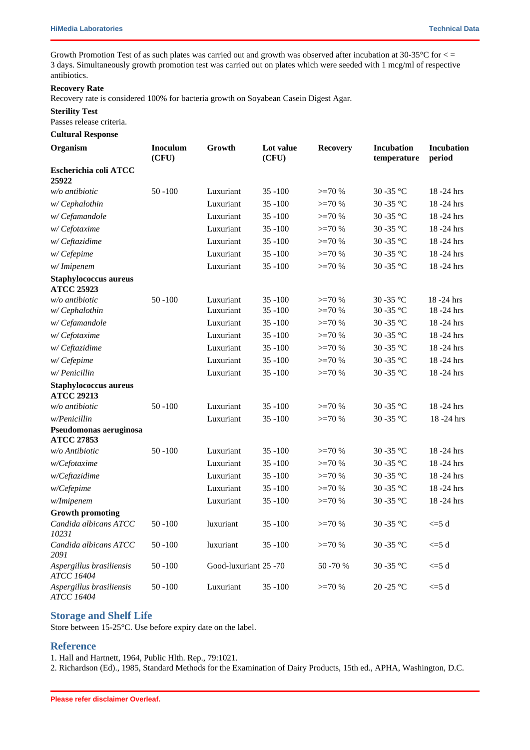Growth Promotion Test of as such plates was carried out and growth was observed after incubation at 30-35°C for < = 3 days. Simultaneously growth promotion test was carried out on plates which were seeded with 1 mcg/ml of respective antibiotics.

**Recovery Rate**

Recovery rate is considered 100% for bacteria growth on Soyabean Casein Digest Agar.

**Sterility Test**

Passes release criteria.

**Cultural Response**

| Organism | Inoculum (CFU) | Growth | Lot value (CFU) | Recovery | Incubation temperature | Incubation period |
|---|---|---|---|---|---|---|
| **Escherichia coli ATCC 25922** | | | | | | |
| *w/o antibiotic* | 50 -100 | Luxuriant | 35 -100 | >=70 % | 30 -35 °C | 18 -24 hrs |
| *w/ Cephalothin* | | Luxuriant | 35 -100 | >=70 % | 30 -35 °C | 18 -24 hrs |
| *w/ Cefamandole* | | Luxuriant | 35 -100 | >=70 % | 30 -35 °C | 18 -24 hrs |
| *w/ Cefotaxime* | | Luxuriant | 35 -100 | >=70 % | 30 -35 °C | 18 -24 hrs |
| *w/ Ceftazidime* | | Luxuriant | 35 -100 | >=70 % | 30 -35 °C | 18 -24 hrs |
| *w/ Cefepime* | | Luxuriant | 35 -100 | >=70 % | 30 -35 °C | 18 -24 hrs |
| *w/ Imipenem* | | Luxuriant | 35 -100 | >=70 % | 30 -35 °C | 18 -24 hrs |
| **Staphylococcus aureus ATCC 25923** | | | | | | |
| *w/o antibiotic* | 50 -100 | Luxuriant | 35 -100 | >=70 % | 30 -35 °C | 18 -24 hrs |
| *w/ Cephalothin* | | Luxuriant | 35 -100 | >=70 % | 30 -35 °C | 18 -24 hrs |
| *w/ Cefamandole* | | Luxuriant | 35 -100 | >=70 % | 30 -35 °C | 18 -24 hrs |
| *w/ Cefotaxime* | | Luxuriant | 35 -100 | >=70 % | 30 -35 °C | 18 -24 hrs |
| *w/ Ceftazidime* | | Luxuriant | 35 -100 | >=70 % | 30 -35 °C | 18 -24 hrs |
| *w/ Cefepime* | | Luxuriant | 35 -100 | >=70 % | 30 -35 °C | 18 -24 hrs |
| *w/ Penicillin* | | Luxuriant | 35 -100 | >=70 % | 30 -35 °C | 18 -24 hrs |
| **Staphylococcus aureus ATCC 29213** | | | | | | |
| *w/o antibiotic* | 50 -100 | Luxuriant | 35 -100 | >=70 % | 30 -35 °C | 18 -24 hrs |
| *w/Penicillin* | | Luxuriant | 35 -100 | >=70 % | 30 -35 °C | 18 -24 hrs |
| **Pseudomonas aeruginosa ATCC 27853** | | | | | | |
| *w/o Antibiotic* | 50 -100 | Luxuriant | 35 -100 | >=70 % | 30 -35 °C | 18 -24 hrs |
| *w/Cefotaxime* | | Luxuriant | 35 -100 | >=70 % | 30 -35 °C | 18 -24 hrs |
| *w/Ceftazidime* | | Luxuriant | 35 -100 | >=70 % | 30 -35 °C | 18 -24 hrs |
| *w/Cefepime* | | Luxuriant | 35 -100 | >=70 % | 30 -35 °C | 18 -24 hrs |
| *w/Imipenem* | | Luxuriant | 35 -100 | >=70 % | 30 -35 °C | 18 -24 hrs |
| **Growth promoting** | | | | | | |
| *Candida albicans ATCC 10231* | 50 -100 | luxuriant | 35 -100 | >=70 % | 30 -35 °C | <=5 d |
| *Candida albicans ATCC 2091* | 50 -100 | luxuriant | 35 -100 | >=70 % | 30 -35 °C | <=5 d |
| *Aspergillus brasiliensis ATCC 16404* | 50 -100 | Good-luxuriant | 25 -70 | 50 -70 % | 30 -35 °C | <=5 d |
| *Aspergillus brasiliensis ATCC 16404* | 50 -100 | Luxuriant | 35 -100 | >=70 % | 20 -25 °C | <=5 d |

## Storage and Shelf Life

Store between 15-25°C. Use before expiry date on the label.

## Reference

1. Hall and Hartnett, 1964, Public Hlth. Rep., 79:1021.
2. Richardson (Ed)., 1985, Standard Methods for the Examination of Dairy Products, 15th ed., APHA, Washington, D.C.

**Please refer disclaimer Overleaf.**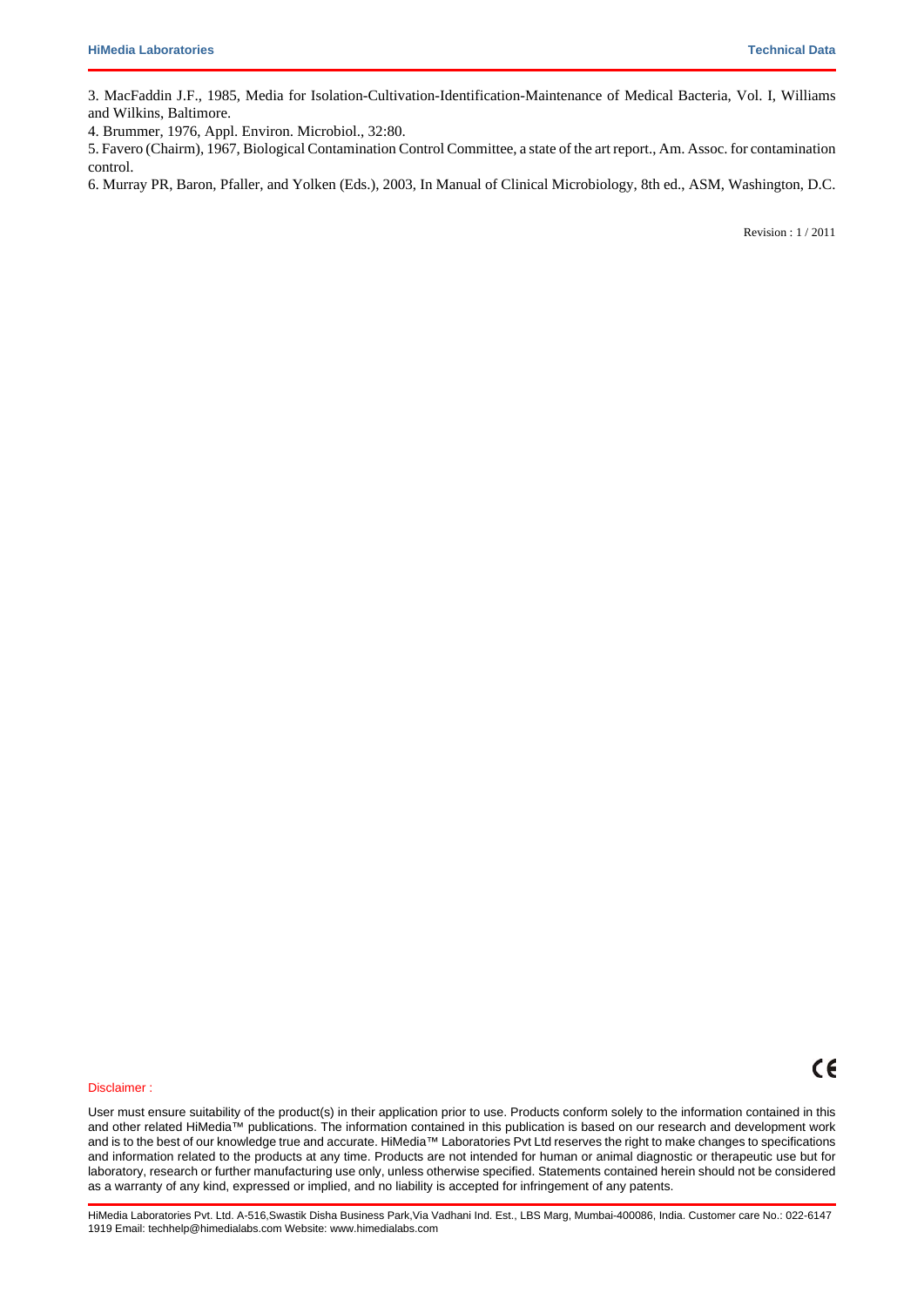3. MacFaddin J.F., 1985, Media for Isolation-Cultivation-Identification-Maintenance of Medical Bacteria, Vol. I, Williams and Wilkins, Baltimore.

4. Brummer, 1976, Appl. Environ. Microbiol., 32:80.

5. Favero (Chairm), 1967, Biological Contamination Control Committee, a state of the art report., Am. Assoc. for contamination control.

6. Murray PR, Baron, Pfaller, and Yolken (Eds.), 2003, In Manual of Clinical Microbiology, 8th ed., ASM, Washington, D.C.

Revision : 1 / 2011

Disclaimer :

User must ensure suitability of the product(s) in their application prior to use. Products conform solely to the information contained in this and other related HiMedia™ publications. The information contained in this publication is based on our research and development work and is to the best of our knowledge true and accurate. HiMedia™ Laboratories Pvt Ltd reserves the right to make changes to specifications and information related to the products at any time. Products are not intended for human or animal diagnostic or therapeutic use but for laboratory, research or further manufacturing use only, unless otherwise specified. Statements contained herein should not be considered as a warranty of any kind, expressed or implied, and no liability is accepted for infringement of any patents.

HiMedia Laboratories Pvt. Ltd. A-516,Swastik Disha Business Park,Via Vadhani Ind. Est., LBS Marg, Mumbai-400086, India. Customer care No.: 022-6147 1919 Email: techhelp@himedialabs.com Website: www.himedialabs.com